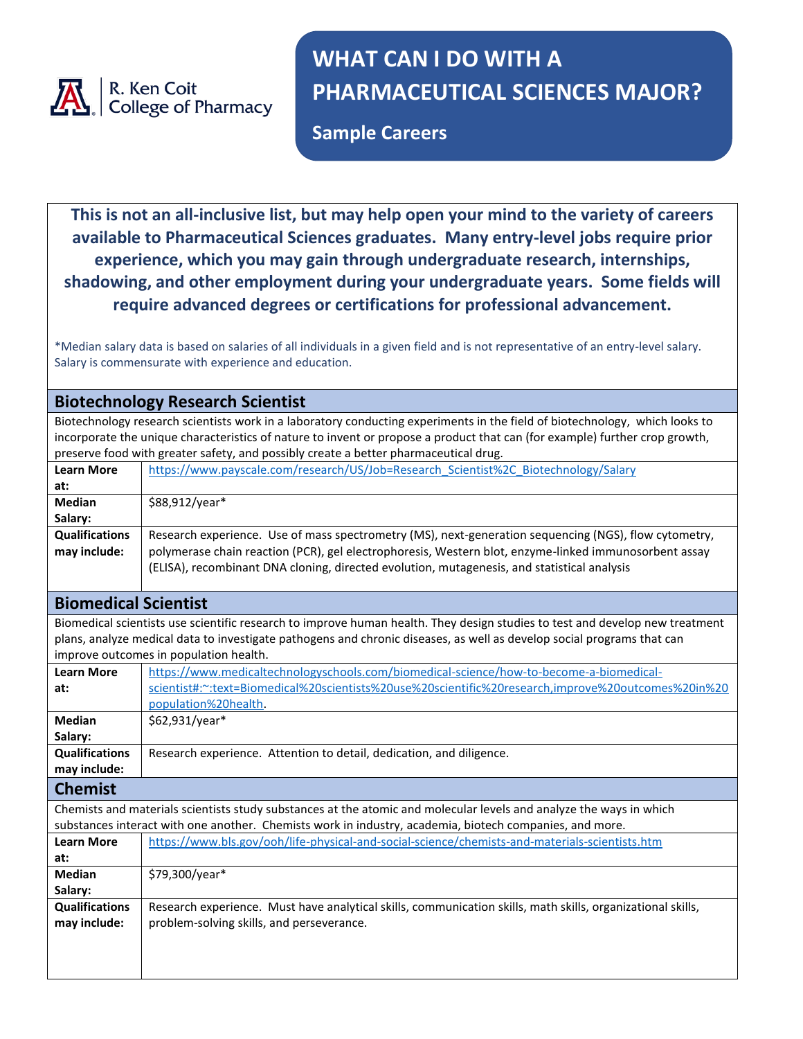R. Ken Coit College of Pharmacy

# WHAT CAN I DO WITH A PHARMACEUTICAL SCIENCES MAJOR?

## Sample Careers

**This is not an all-inclusive list, but may help open your mind to the variety of careers available to Pharmaceutical Sciences graduates. Many entry-level jobs require prior experience, which you may gain through undergraduate research, internships, shadowing, and other employment during your undergraduate years. Some fields will require advanced degrees or certifications for professional advancement.**

*Median salary data is based on salaries of all individuals in a given field and is not representative of an entry-level salary. Salary is commensurate with experience and education.

### Biotechnology Research Scientist

Biotechnology research scientists work in a laboratory conducting experiments in the field of biotechnology, which looks to incorporate the unique characteristics of nature to invent or propose a product that can (for example) further crop growth, preserve food with greater safety, and possibly create a better pharmaceutical drug.

| | |
|---|---|
| **Learn More at:** | https://www.payscale.com/research/US/Job=Research_Scientist%2C_Biotechnology/Salary |
| **Median Salary:** | $88,912/year* |
| **Qualifications may include:** | Research experience. Use of mass spectrometry (MS), next-generation sequencing (NGS), flow cytometry, polymerase chain reaction (PCR), gel electrophoresis, Western blot, enzyme-linked immunosorbent assay (ELISA), recombinant DNA cloning, directed evolution, mutagenesis, and statistical analysis |

### Biomedical Scientist

Biomedical scientists use scientific research to improve human health. They design studies to test and develop new treatment plans, analyze medical data to investigate pathogens and chronic diseases, as well as develop social programs that can improve outcomes in population health.

| | |
|---|---|
| **Learn More at:** | https://www.medicaltechnologyschools.com/biomedical-science/how-to-become-a-biomedical-scientist#:~:text=Biomedical%20scientists%20use%20scientific%20research,improve%20outcomes%20in%20population%20health. |
| **Median Salary:** | $62,931/year* |
| **Qualifications may include:** | Research experience. Attention to detail, dedication, and diligence. |

### Chemist

Chemists and materials scientists study substances at the atomic and molecular levels and analyze the ways in which substances interact with one another. Chemists work in industry, academia, biotech companies, and more.

| | |
|---|---|
| **Learn More at:** | https://www.bls.gov/ooh/life-physical-and-social-science/chemists-and-materials-scientists.htm |
| **Median Salary:** | $79,300/year* |
| **Qualifications may include:** | Research experience. Must have analytical skills, communication skills, math skills, organizational skills, problem-solving skills, and perseverance. |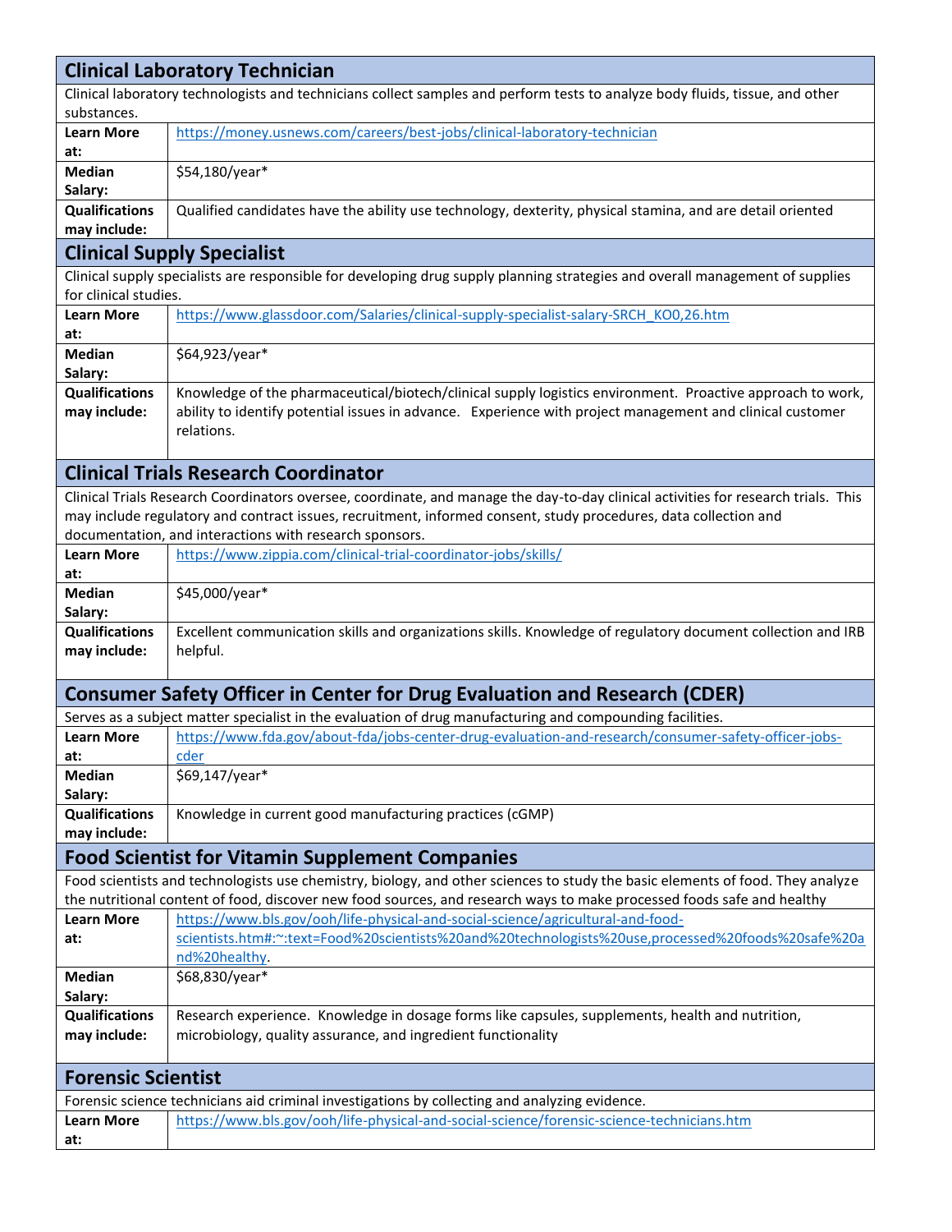## Clinical Laboratory Technician

Clinical laboratory technologists and technicians collect samples and perform tests to analyze body fluids, tissue, and other substances.

| | |
|---|---|
| **Learn More at:** | https://money.usnews.com/careers/best-jobs/clinical-laboratory-technician |
| **Median Salary:** | $54,180/year* |
| **Qualifications may include:** | Qualified candidates have the ability use technology, dexterity, physical stamina, and are detail oriented |

## Clinical Supply Specialist

Clinical supply specialists are responsible for developing drug supply planning strategies and overall management of supplies for clinical studies.

| | |
|---|---|
| **Learn More at:** | https://www.glassdoor.com/Salaries/clinical-supply-specialist-salary-SRCH_KO0,26.htm |
| **Median Salary:** | $64,923/year* |
| **Qualifications may include:** | Knowledge of the pharmaceutical/biotech/clinical supply logistics environment. Proactive approach to work, ability to identify potential issues in advance. Experience with project management and clinical customer relations. |

## Clinical Trials Research Coordinator

Clinical Trials Research Coordinators oversee, coordinate, and manage the day-to-day clinical activities for research trials. This may include regulatory and contract issues, recruitment, informed consent, study procedures, data collection and documentation, and interactions with research sponsors.

| | |
|---|---|
| **Learn More at:** | https://www.zippia.com/clinical-trial-coordinator-jobs/skills/ |
| **Median Salary:** | $45,000/year* |
| **Qualifications may include:** | Excellent communication skills and organizations skills. Knowledge of regulatory document collection and IRB helpful. |

## Consumer Safety Officer in Center for Drug Evaluation and Research (CDER)

Serves as a subject matter specialist in the evaluation of drug manufacturing and compounding facilities.

| | |
|---|---|
| **Learn More at:** | https://www.fda.gov/about-fda/jobs-center-drug-evaluation-and-research/consumer-safety-officer-jobs-cder |
| **Median Salary:** | $69,147/year* |
| **Qualifications may include:** | Knowledge in current good manufacturing practices (cGMP) |

## Food Scientist for Vitamin Supplement Companies

Food scientists and technologists use chemistry, biology, and other sciences to study the basic elements of food. They analyze the nutritional content of food, discover new food sources, and research ways to make processed foods safe and healthy

| | |
|---|---|
| **Learn More at:** | https://www.bls.gov/ooh/life-physical-and-social-science/agricultural-and-food-scientists.htm#:~:text=Food%20scientists%20and%20technologists%20use,processed%20foods%20safe%20and%20healthy. |
| **Median Salary:** | $68,830/year* |
| **Qualifications may include:** | Research experience. Knowledge in dosage forms like capsules, supplements, health and nutrition, microbiology, quality assurance, and ingredient functionality |

## Forensic Scientist

Forensic science technicians aid criminal investigations by collecting and analyzing evidence.

| | |
|---|---|
| **Learn More at:** | https://www.bls.gov/ooh/life-physical-and-social-science/forensic-science-technicians.htm |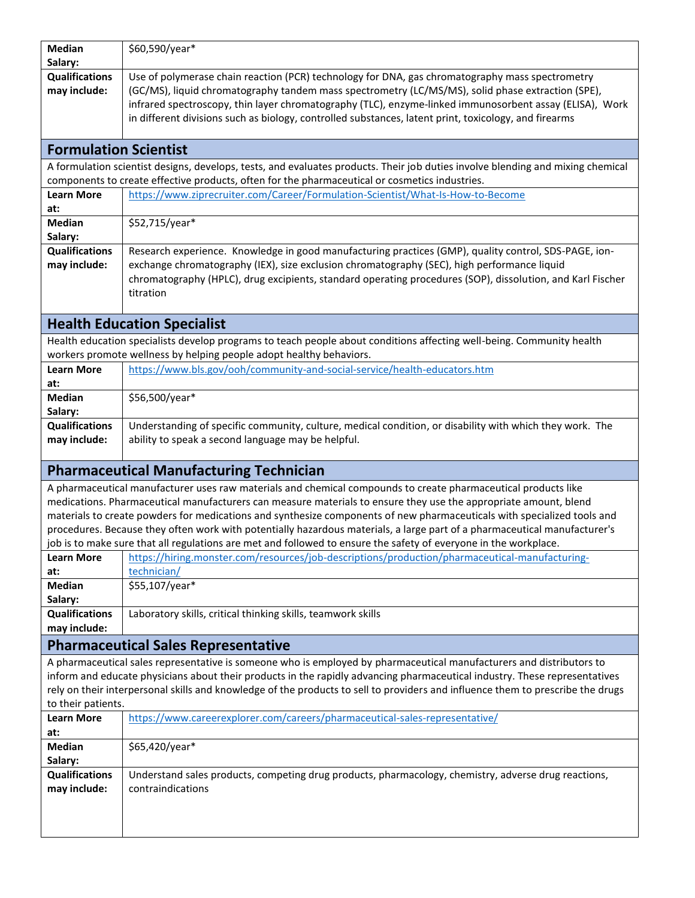| | |
|---|---|
| **Median Salary:** | $60,590/year* |
| **Qualifications may include:** | Use of polymerase chain reaction (PCR) technology for DNA, gas chromatography mass spectrometry (GC/MS), liquid chromatography tandem mass spectrometry (LC/MS/MS), solid phase extraction (SPE), infrared spectroscopy, thin layer chromatography (TLC), enzyme-linked immunosorbent assay (ELISA), Work in different divisions such as biology, controlled substances, latent print, toxicology, and firearms |

## Formulation Scientist

A formulation scientist designs, develops, tests, and evaluates products. Their job duties involve blending and mixing chemical components to create effective products, often for the pharmaceutical or cosmetics industries.

| | |
|---|---|
| **Learn More at:** | https://www.ziprecruiter.com/Career/Formulation-Scientist/What-Is-How-to-Become |
| **Median Salary:** | $52,715/year* |
| **Qualifications may include:** | Research experience. Knowledge in good manufacturing practices (GMP), quality control, SDS-PAGE, ion-exchange chromatography (IEX), size exclusion chromatography (SEC), high performance liquid chromatography (HPLC), drug excipients, standard operating procedures (SOP), dissolution, and Karl Fischer titration |

## Health Education Specialist

Health education specialists develop programs to teach people about conditions affecting well-being. Community health workers promote wellness by helping people adopt healthy behaviors.

| | |
|---|---|
| **Learn More at:** | https://www.bls.gov/ooh/community-and-social-service/health-educators.htm |
| **Median Salary:** | $56,500/year* |
| **Qualifications may include:** | Understanding of specific community, culture, medical condition, or disability with which they work. The ability to speak a second language may be helpful. |

## Pharmaceutical Manufacturing Technician

A pharmaceutical manufacturer uses raw materials and chemical compounds to create pharmaceutical products like medications. Pharmaceutical manufacturers can measure materials to ensure they use the appropriate amount, blend materials to create powders for medications and synthesize components of new pharmaceuticals with specialized tools and procedures. Because they often work with potentially hazardous materials, a large part of a pharmaceutical manufacturer's job is to make sure that all regulations are met and followed to ensure the safety of everyone in the workplace.

| | |
|---|---|
| **Learn More at:** | https://hiring.monster.com/resources/job-descriptions/production/pharmaceutical-manufacturing-technician/ |
| **Median Salary:** | $55,107/year* |
| **Qualifications may include:** | Laboratory skills, critical thinking skills, teamwork skills |

## Pharmaceutical Sales Representative

A pharmaceutical sales representative is someone who is employed by pharmaceutical manufacturers and distributors to inform and educate physicians about their products in the rapidly advancing pharmaceutical industry. These representatives rely on their interpersonal skills and knowledge of the products to sell to providers and influence them to prescribe the drugs to their patients.

| | |
|---|---|
| **Learn More at:** | https://www.careerexplorer.com/careers/pharmaceutical-sales-representative/ |
| **Median Salary:** | $65,420/year* |
| **Qualifications may include:** | Understand sales products, competing drug products, pharmacology, chemistry, adverse drug reactions, contraindications |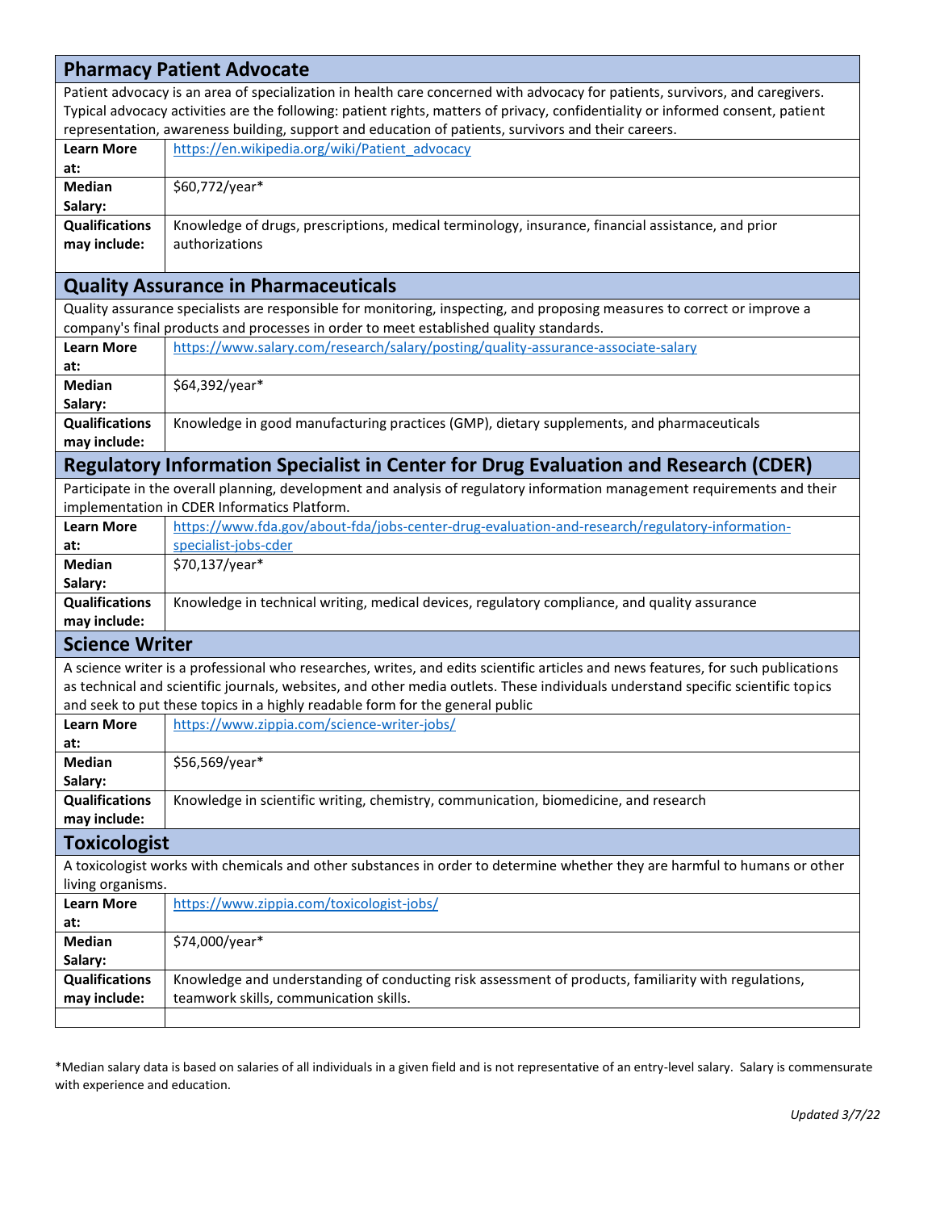## Pharmacy Patient Advocate

Patient advocacy is an area of specialization in health care concerned with advocacy for patients, survivors, and caregivers. Typical advocacy activities are the following: patient rights, matters of privacy, confidentiality or informed consent, patient representation, awareness building, support and education of patients, survivors and their careers.

| | |
|---|---|
| **Learn More at:** | https://en.wikipedia.org/wiki/Patient_advocacy |
| **Median Salary:** | $60,772/year* |
| **Qualifications may include:** | Knowledge of drugs, prescriptions, medical terminology, insurance, financial assistance, and prior authorizations |

## Quality Assurance in Pharmaceuticals

Quality assurance specialists are responsible for monitoring, inspecting, and proposing measures to correct or improve a company's final products and processes in order to meet established quality standards.

| | |
|---|---|
| **Learn More at:** | https://www.salary.com/research/salary/posting/quality-assurance-associate-salary |
| **Median Salary:** | $64,392/year* |
| **Qualifications may include:** | Knowledge in good manufacturing practices (GMP), dietary supplements, and pharmaceuticals |

## Regulatory Information Specialist in Center for Drug Evaluation and Research (CDER)

Participate in the overall planning, development and analysis of regulatory information management requirements and their implementation in CDER Informatics Platform.

| | |
|---|---|
| **Learn More at:** | https://www.fda.gov/about-fda/jobs-center-drug-evaluation-and-research/regulatory-information-specialist-jobs-cder |
| **Median Salary:** | $70,137/year* |
| **Qualifications may include:** | Knowledge in technical writing, medical devices, regulatory compliance, and quality assurance |

## Science Writer

A science writer is a professional who researches, writes, and edits scientific articles and news features, for such publications as technical and scientific journals, websites, and other media outlets. These individuals understand specific scientific topics and seek to put these topics in a highly readable form for the general public

| | |
|---|---|
| **Learn More at:** | https://www.zippia.com/science-writer-jobs/ |
| **Median Salary:** | $56,569/year* |
| **Qualifications may include:** | Knowledge in scientific writing, chemistry, communication, biomedicine, and research |

## Toxicologist

A toxicologist works with chemicals and other substances in order to determine whether they are harmful to humans or other living organisms.

| | |
|---|---|
| **Learn More at:** | https://www.zippia.com/toxicologist-jobs/ |
| **Median Salary:** | $74,000/year* |
| **Qualifications may include:** | Knowledge and understanding of conducting risk assessment of products, familiarity with regulations, teamwork skills, communication skills. |

*Median salary data is based on salaries of all individuals in a given field and is not representative of an entry-level salary. Salary is commensurate with experience and education.

*Updated 3/7/22*